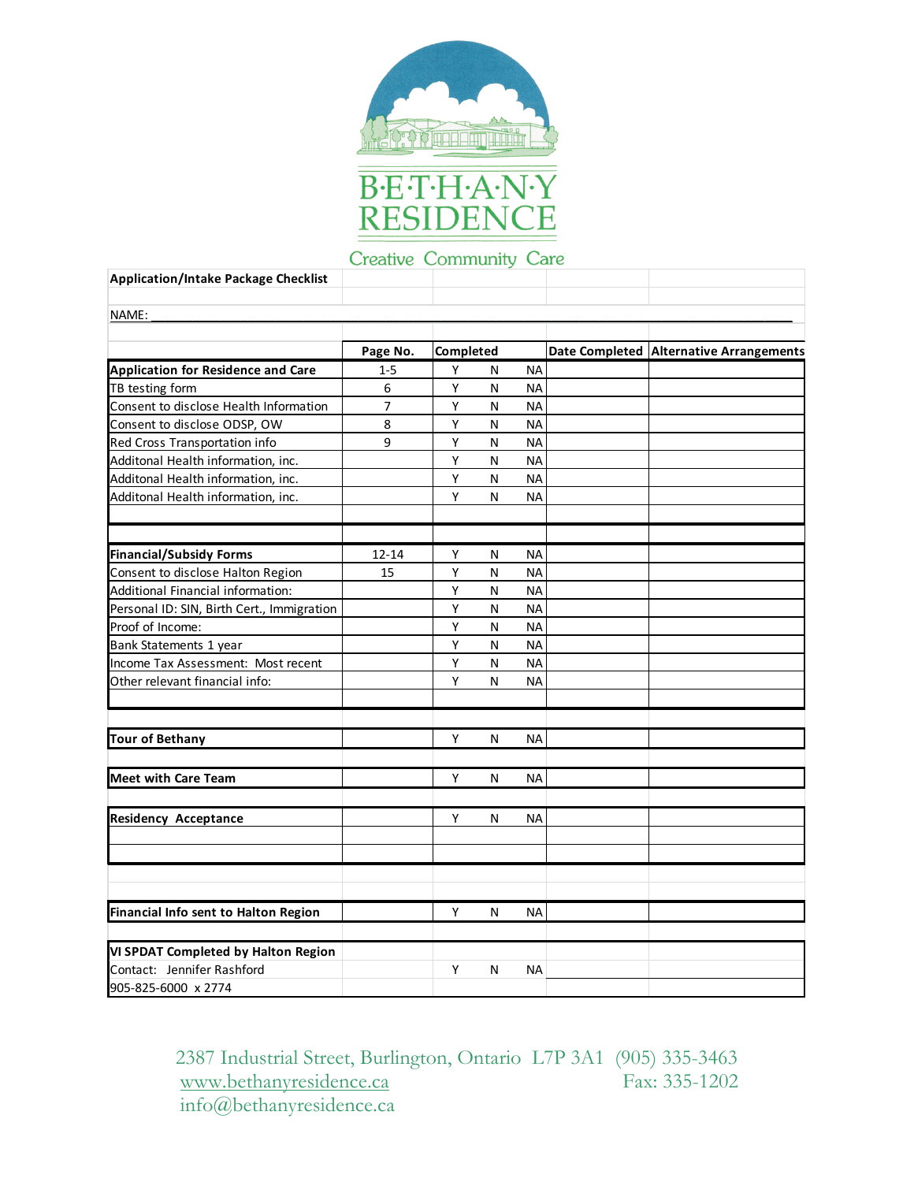# BETHANY RESIDENCE

Creative Community Care

**Application/Intake Package Checklist**

NAME: ______________________________________________

| | Page No. | Completed | | | Date Completed | Alternative Arrangements |
|---|---|---|---|---|---|---|
| **Application for Residence and Care** | 1-5 | Y | N | NA | | |
| TB testing form | 6 | Y | N | NA | | |
| Consent to disclose Health Information | 7 | Y | N | NA | | |
| Consent to disclose ODSP, OW | 8 | Y | N | NA | | |
| Red Cross Transportation info | 9 | Y | N | NA | | |
| Additonal Health information, inc. | | Y | N | NA | | |
| Additonal Health information, inc. | | Y | N | NA | | |
| Additonal Health information, inc. | | Y | N | NA | | |
| | | | | | | |
| **Financial/Subsidy Forms** | 12-14 | Y | N | NA | | |
| Consent to disclose Halton Region | 15 | Y | N | NA | | |
| Additional Financial information: | | Y | N | NA | | |
| Personal ID: SIN, Birth Cert., Immigration | | Y | N | NA | | |
| Proof of Income: | | Y | N | NA | | |
| Bank Statements 1 year | | Y | N | NA | | |
| Income Tax Assessment: Most recent | | Y | N | NA | | |
| Other relevant financial info: | | Y | N | NA | | |
| | | | | | | |
| **Tour of Bethany** | | Y | N | NA | | |
| **Meet with Care Team** | | Y | N | NA | | |
| **Residency Acceptance** | | Y | N | NA | | |
| | | | | | | |
| | | | | | | |
| **Financial Info sent to Halton Region** | | Y | N | NA | | |
| **VI SPDAT Completed by Halton Region** | | | | | | |
| Contact: Jennifer Rashford | | Y | N | NA | | |
| 905-825-6000 x 2774 | | | | | | |

2387 Industrial Street, Burlington, Ontario L7P 3A1 (905) 335-3463
www.bethanyresidence.ca Fax: 335-1202
info@bethanyresidence.ca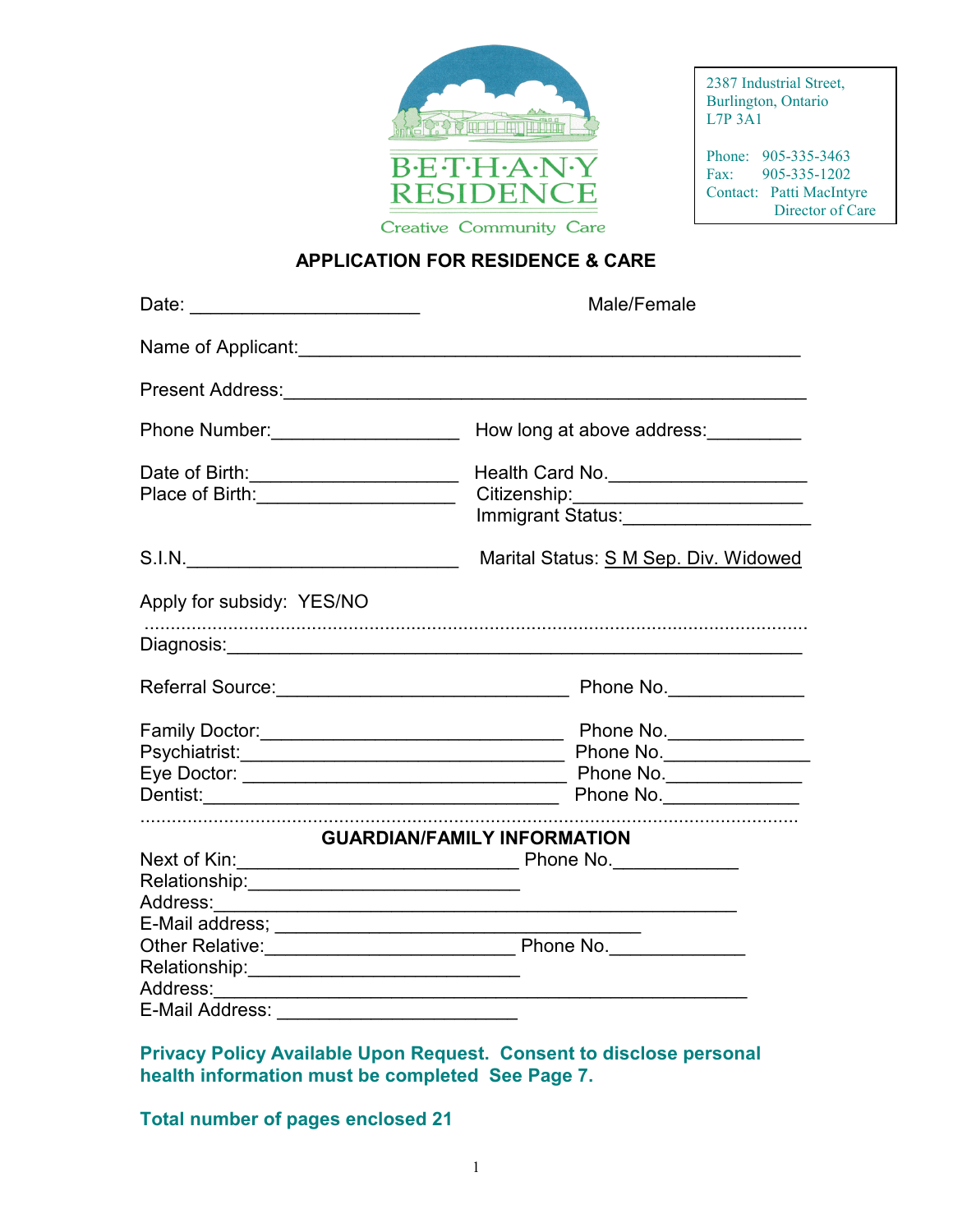**BETHANY RESIDENCE**

Creative Community Care

2387 Industrial Street,
Burlington, Ontario
L7P 3A1

Phone: 905-335-3463
Fax: 905-335-1202
Contact: Patti MacIntyre
Director of Care

## APPLICATION FOR RESIDENCE & CARE

Date: ______________________ Male/Female

Name of Applicant:_______________________________________________

Present Address:_________________________________________________

Phone Number:__________________ How long at above address:_________

Date of Birth:____________________ Health Card No.___________________

Place of Birth:___________________ Citizenship:_______________________

Immigrant Status:__________________

S.I.N.___________________________ Marital Status: S M Sep. Div. Widowed

Apply for subsidy: YES/NO

.....................................................................................................................................

Diagnosis:_______________________________________________________

Referral Source:____________________________ Phone No._____________

Family Doctor:_____________________________ Phone No._____________

Psychiatrist:_______________________________ Phone No._____________

Eye Doctor: _______________________________ Phone No._____________

Dentist:___________________________________ Phone No._____________

.....................................................................................................................................

### GUARDIAN/FAMILY INFORMATION

Next of Kin:___________________________ Phone No.____________

Relationship:__________________________

Address:_____________________________________________________

E-Mail address; __________________________________

Other Relative:________________________ Phone No._____________

Relationship:__________________________

Address:_____________________________________________________

E-Mail Address: _______________________

**Privacy Policy Available Upon Request. Consent to disclose personal health information must be completed See Page 7.**

**Total number of pages enclosed 21**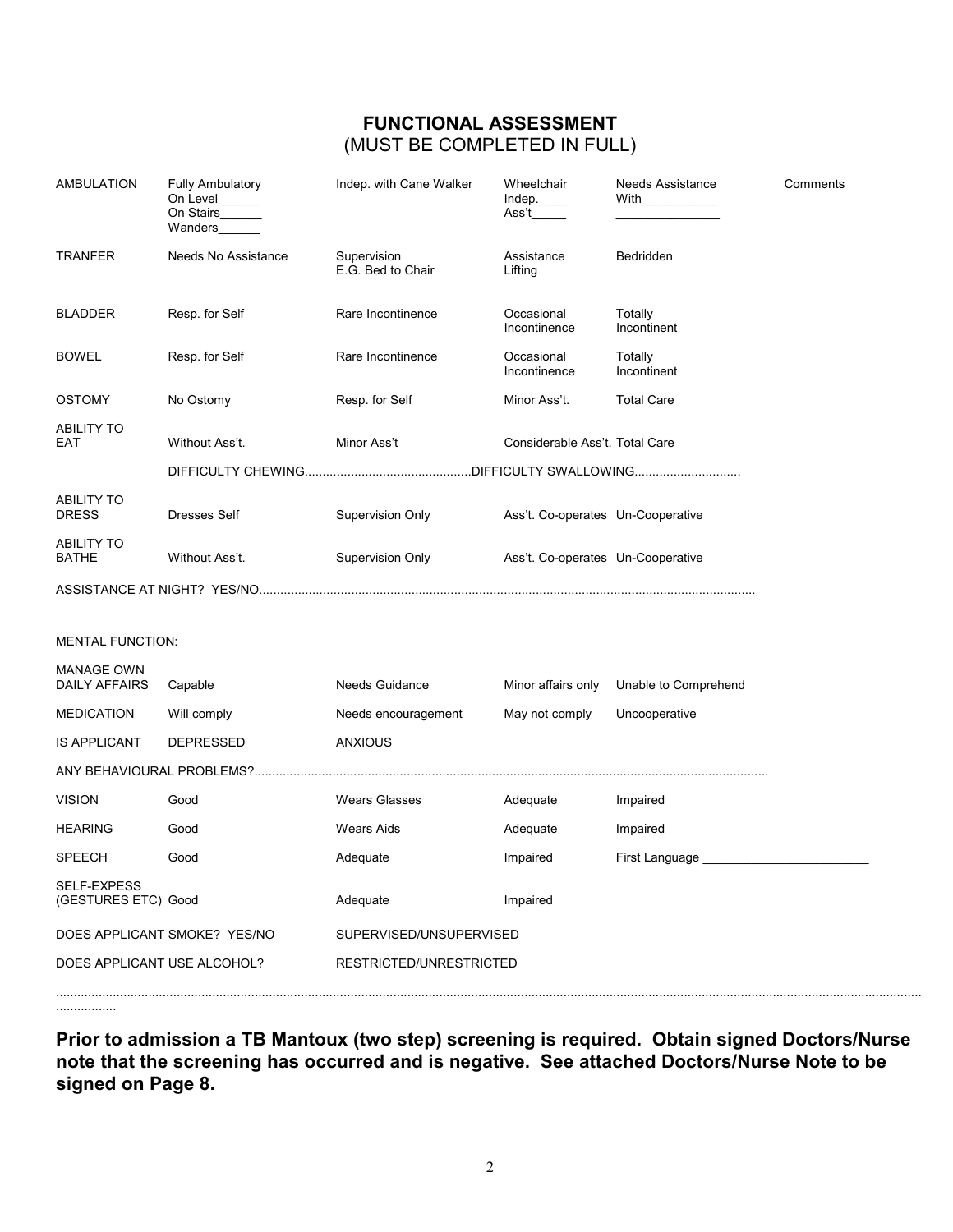# FUNCTIONAL ASSESSMENT
(MUST BE COMPLETED IN FULL)

| | | | | | |
|---|---|---|---|---|---|
| AMBULATION | Fully Ambulatory<br>On Level______<br>On Stairs______<br>Wanders______ | Indep. with Cane Walker | Wheelchair<br>Indep.____<br>Ass't_____ | Needs Assistance<br>With___________<br>_______________ | Comments |
| TRANFER | Needs No Assistance | Supervision<br>E.G. Bed to Chair | Assistance<br>Lifting | Bedridden | |
| BLADDER | Resp. for Self | Rare Incontinence | Occasional Incontinence | Totally Incontinent | |
| BOWEL | Resp. for Self | Rare Incontinence | Occasional Incontinence | Totally Incontinent | |
| OSTOMY | No Ostomy | Resp. for Self | Minor Ass't. | Total Care | |
| ABILITY TO EAT | Without Ass't. | Minor Ass't | Considerable Ass't. | Total Care | |

DIFFICULTY CHEWING..............................................DIFFICULTY SWALLOWING.............................

| | | | | |
|---|---|---|---|---|
| ABILITY TO DRESS | Dresses Self | Supervision Only | Ass't. Co-operates | Un-Cooperative |
| ABILITY TO BATHE | Without Ass't. | Supervision Only | Ass't. Co-operates | Un-Cooperative |

ASSISTANCE AT NIGHT? YES/NO............................................................................................................................................

MENTAL FUNCTION:

| | | | | |
|---|---|---|---|---|
| MANAGE OWN DAILY AFFAIRS | Capable | Needs Guidance | Minor affairs only | Unable to Comprehend |
| MEDICATION | Will comply | Needs encouragement | May not comply | Uncooperative |
| IS APPLICANT | DEPRESSED | ANXIOUS | | |

ANY BEHAVIOURAL PROBLEMS?................................................................................................................................................

| | | | | |
|---|---|---|---|---|
| VISION | Good | Wears Glasses | Adequate | Impaired |
| HEARING | Good | Wears Aids | Adequate | Impaired |
| SPEECH | Good | Adequate | Impaired | First Language ________________________ |
| SELF-EXPRESS (GESTURES ETC) | Good | Adequate | Impaired | |

DOES APPLICANT SMOKE? YES/NO SUPERVISED/UNSUPERVISED

DOES APPLICANT USE ALCOHOL? RESTRICTED/UNRESTRICTED

..................................................................................................................................................................................................................
.................

**Prior to admission a TB Mantoux (two step) screening is required. Obtain signed Doctors/Nurse note that the screening has occurred and is negative. See attached Doctors/Nurse Note to be signed on Page 8.**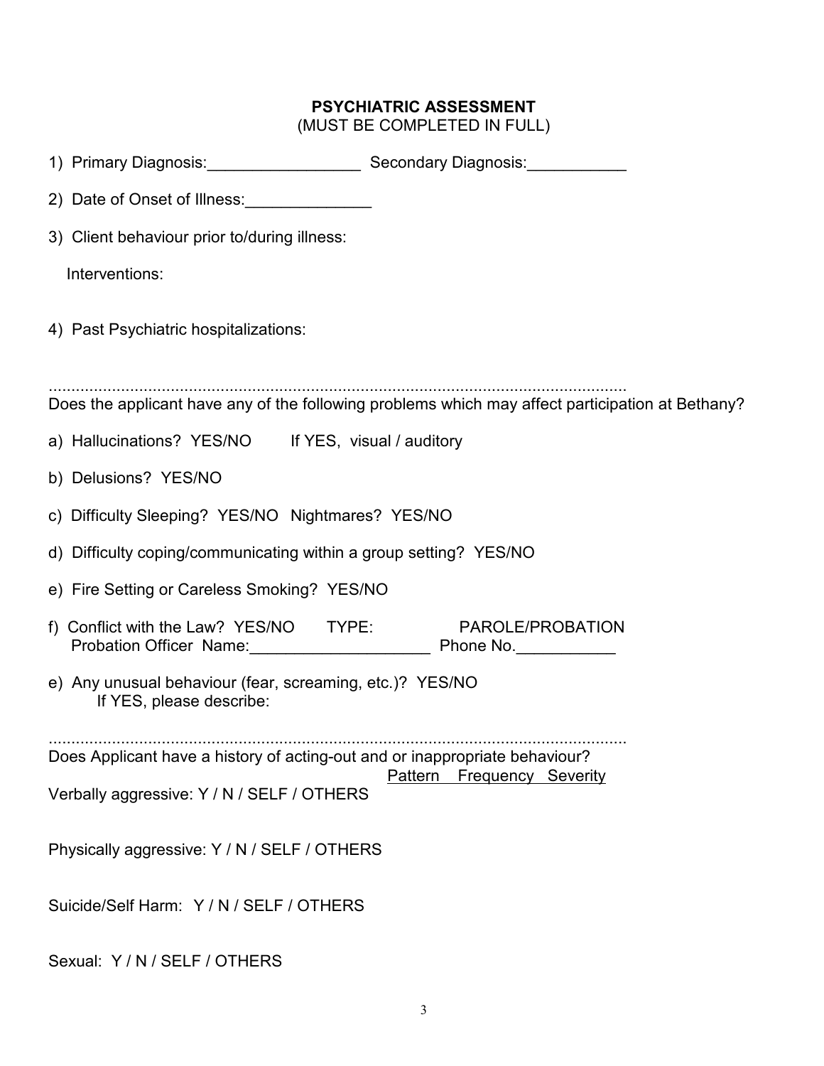## PSYCHIATRIC ASSESSMENT
(MUST BE COMPLETED IN FULL)

1) Primary Diagnosis:_________________ Secondary Diagnosis:___________

2) Date of Onset of Illness:______________

3) Client behaviour prior to/during illness:

   Interventions:

4) Past Psychiatric hospitalizations:

..................................................................................................................................

Does the applicant have any of the following problems which may affect participation at Bethany?

a) Hallucinations? YES/NO    If YES, visual / auditory

b) Delusions? YES/NO

c) Difficulty Sleeping? YES/NO  Nightmares? YES/NO

d) Difficulty coping/communicating within a group setting? YES/NO

e) Fire Setting or Careless Smoking? YES/NO

f) Conflict with the Law? YES/NO    TYPE:    PAROLE/PROBATION
   Probation Officer Name:____________________ Phone No.___________

e) Any unusual behaviour (fear, screaming, etc.)? YES/NO
   If YES, please describe:

..................................................................................................................................

Does Applicant have a history of acting-out and or inappropriate behaviour?

| | Pattern | Frequency | Severity |
|---|---|---|---|
| Verbally aggressive: Y / N / SELF / OTHERS | | | |
| Physically aggressive: Y / N / SELF / OTHERS | | | |
| Suicide/Self Harm: Y / N / SELF / OTHERS | | | |
| Sexual: Y / N / SELF / OTHERS | | | |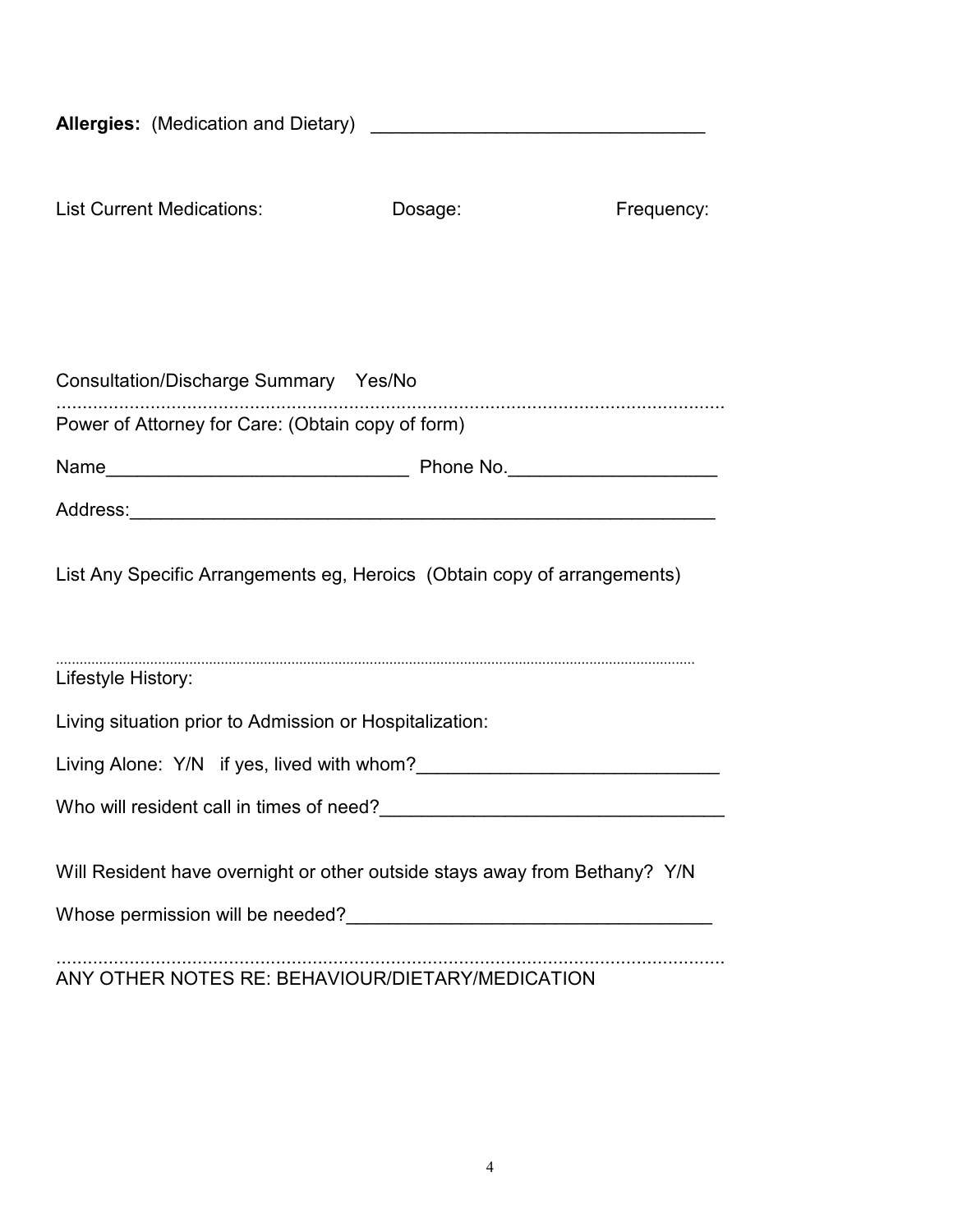**Allergies:** (Medication and Dietary) ________________________________

List Current Medications: Dosage: Frequency:

Consultation/Discharge Summary Yes/No

..................................................................................................................................

Power of Attorney for Care: (Obtain copy of form)

Name_____________________________ Phone No.____________________

Address:_________________________________________________________

List Any Specific Arrangements eg, Heroics (Obtain copy of arrangements)

..................................................................................................................................

Lifestyle History:

Living situation prior to Admission or Hospitalization:

Living Alone: Y/N if yes, lived with whom?_____________________________

Who will resident call in times of need?________________________________

Will Resident have overnight or other outside stays away from Bethany? Y/N

Whose permission will be needed?__________________________________

..................................................................................................................................

ANY OTHER NOTES RE: BEHAVIOUR/DIETARY/MEDICATION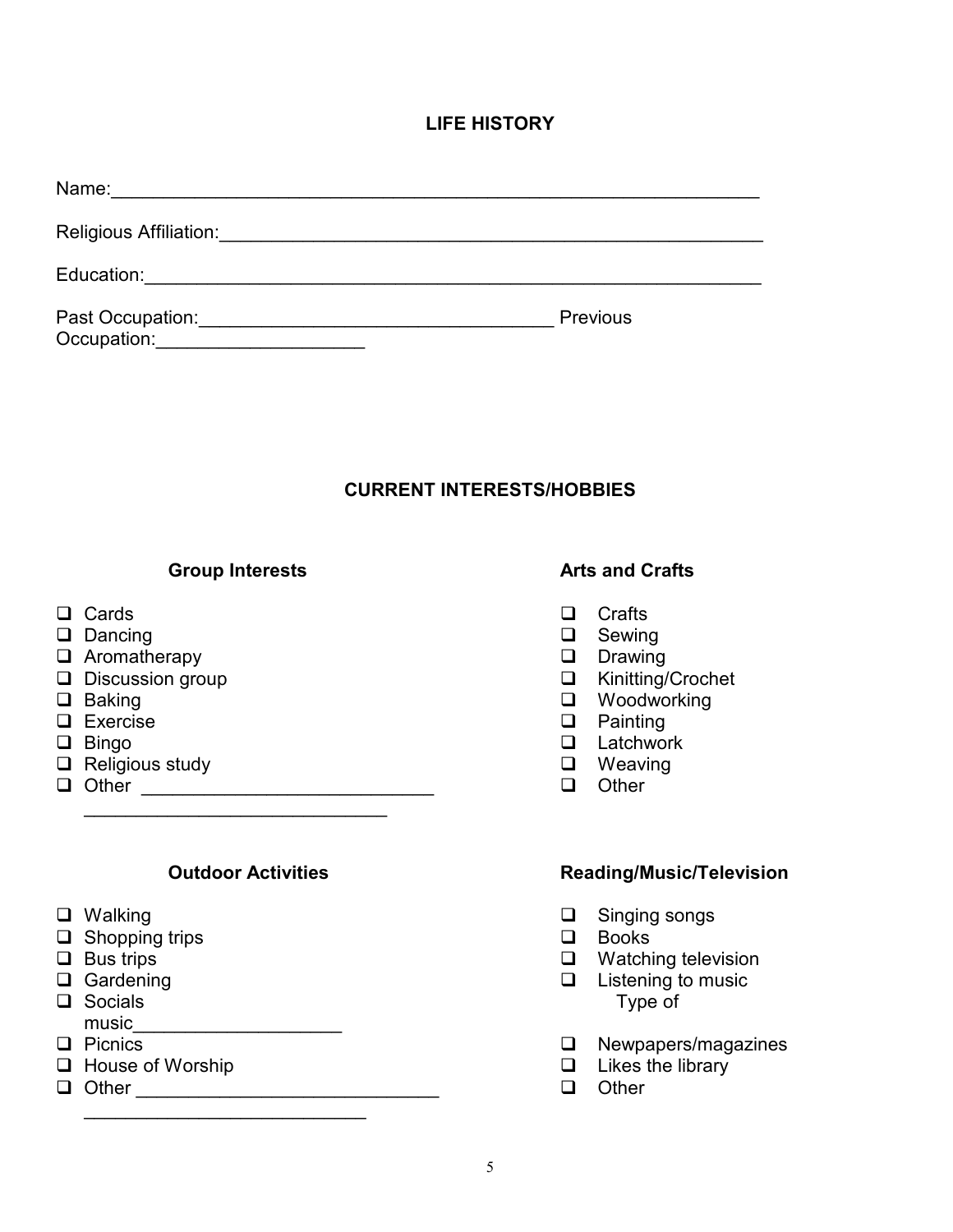## LIFE HISTORY

Name:_______________________________________________________________

Religious Affiliation:_____________________________________________________

Education:_____________________________________________________________

Past Occupation:___________________________________ Previous Occupation:____________________

## CURRENT INTERESTS/HOBBIES

### Group Interests

- ❑ Cards
- ❑ Dancing
- ❑ Aromatherapy
- ❑ Discussion group
- ❑ Baking
- ❑ Exercise
- ❑ Bingo
- ❑ Religious study
- ❑ Other ___________________________ ____________________________

### Arts and Crafts

- ❑ Crafts
- ❑ Sewing
- ❑ Drawing
- ❑ Kinitting/Crochet
- ❑ Woodworking
- ❑ Painting
- ❑ Latchwork
- ❑ Weaving
- ❑ Other

### Outdoor Activities

- ❑ Walking
- ❑ Shopping trips
- ❑ Bus trips
- ❑ Gardening
- ❑ Socials
- ❑ Picnics
- ❑ House of Worship
- ❑ Other _____________________________ ___________________________

### Reading/Music/Television

- ❑ Singing songs
- ❑ Books
- ❑ Watching television
- ❑ Listening to music
  Type of music____________________
- ❑ Newpapers/magazines
- ❑ Likes the library
- ❑ Other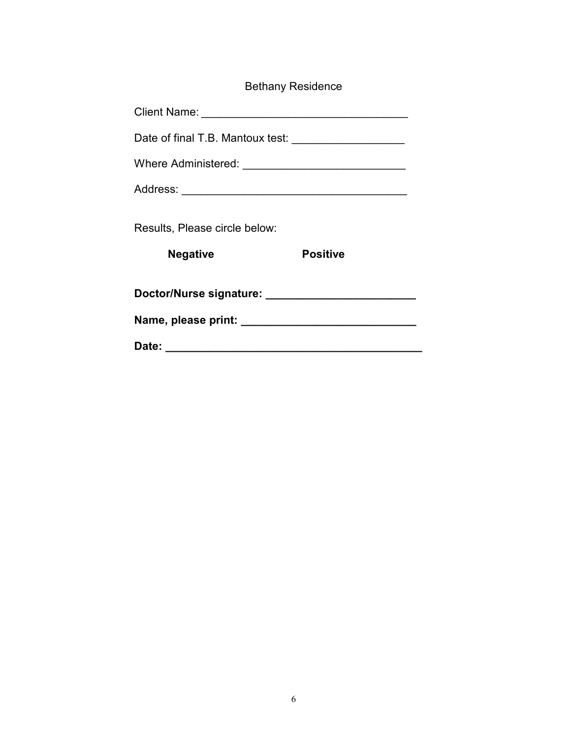Bethany Residence

Client Name: _________________________________

Date of final T.B. Mantoux test: __________________

Where Administered: __________________________

Address: ____________________________________

Results, Please circle below:

**Negative** **Positive**

**Doctor/Nurse signature: ________________________**

**Name, please print: ____________________________**

**Date: _________________________________________**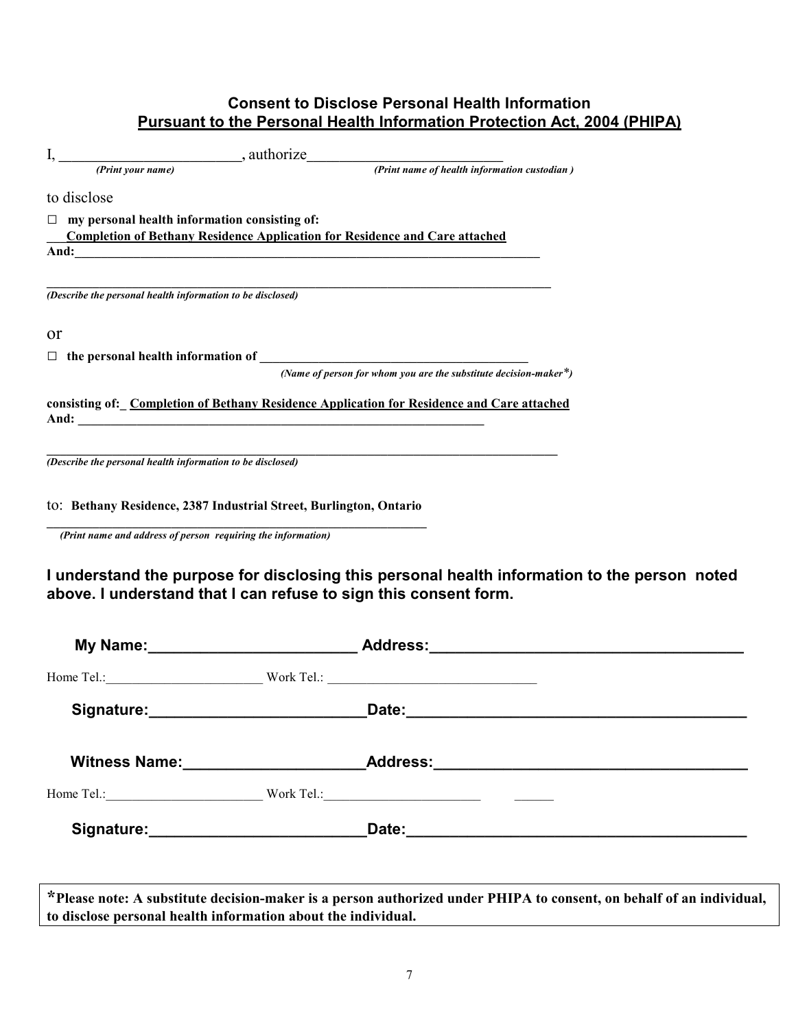## Consent to Disclose Personal Health Information
## Pursuant to the Personal Health Information Protection Act, 2004 (PHIPA)

I, ________________________, authorize__________________________
*(Print your name)* *(Print name of health information custodian )*

to disclose

☐ **my personal health information consisting of:**
**___Completion of Bethany Residence Application for Residence and Care attached**
**And:_________________________________________________________________________**

**_____________________________________________________________________________**
***(Describe the personal health information to be disclosed)***

or

☐ **the personal health information of ________________________________________**
***(Name of person for whom you are the substitute decision-maker\*)***

**consisting of:_ Completion of Bethany Residence Application for Residence and Care attached**
**And: _____________________________________________________________**

**_____________________________________________________________________________**
***(Describe the personal health information to be disclosed)***

to: **Bethany Residence, 2387 Industrial Street, Burlington, Ontario**
**_____________________________________________________________**
***(Print name and address of person requiring the information)***

**I understand the purpose for disclosing this personal health information to the person noted above. I understand that I can refuse to sign this consent form.**

**My Name:________________________ Address:___________________________________**

Home Tel.:________________________ Work Tel.: _______________________________

**Signature:________________________Date:______________________________________**

**Witness Name:____________________Address:___________________________________**

Home Tel.:________________________ Work Tel.:________________________ ______

**Signature:________________________Date:______________________________________**

**\*Please note: A substitute decision-maker is a person authorized under PHIPA to consent, on behalf of an individual, to disclose personal health information about the individual.**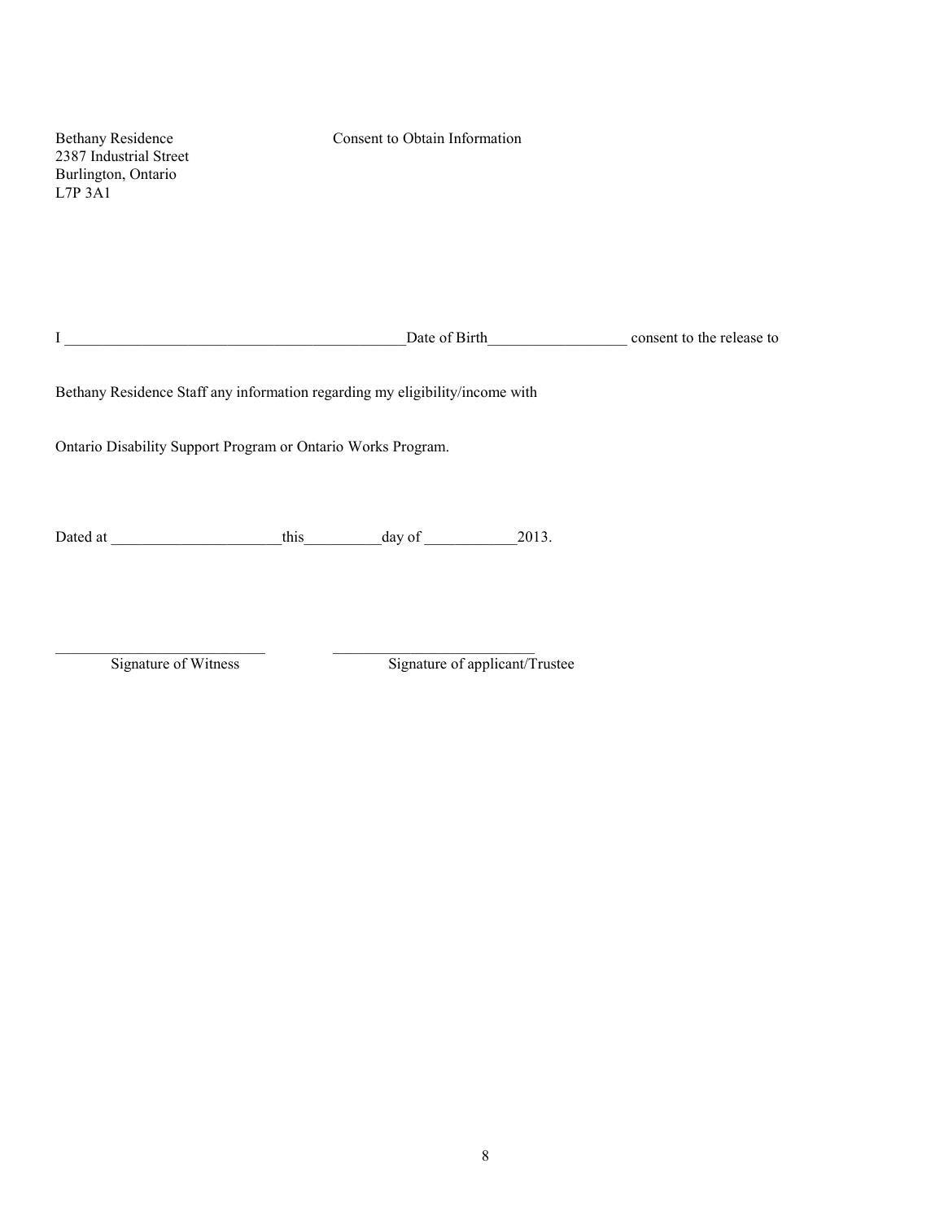Bethany Residence
2387 Industrial Street
Burlington, Ontario
L7P 3A1

Consent to Obtain Information

I ____________________________________________Date of Birth__________________ consent to the release to

Bethany Residence Staff any information regarding my eligibility/income with

Ontario Disability Support Program or Ontario Works Program.

Dated at ______________________this__________day of ____________2013.

___________________________ ___________________________
Signature of Witness Signature of applicant/Trustee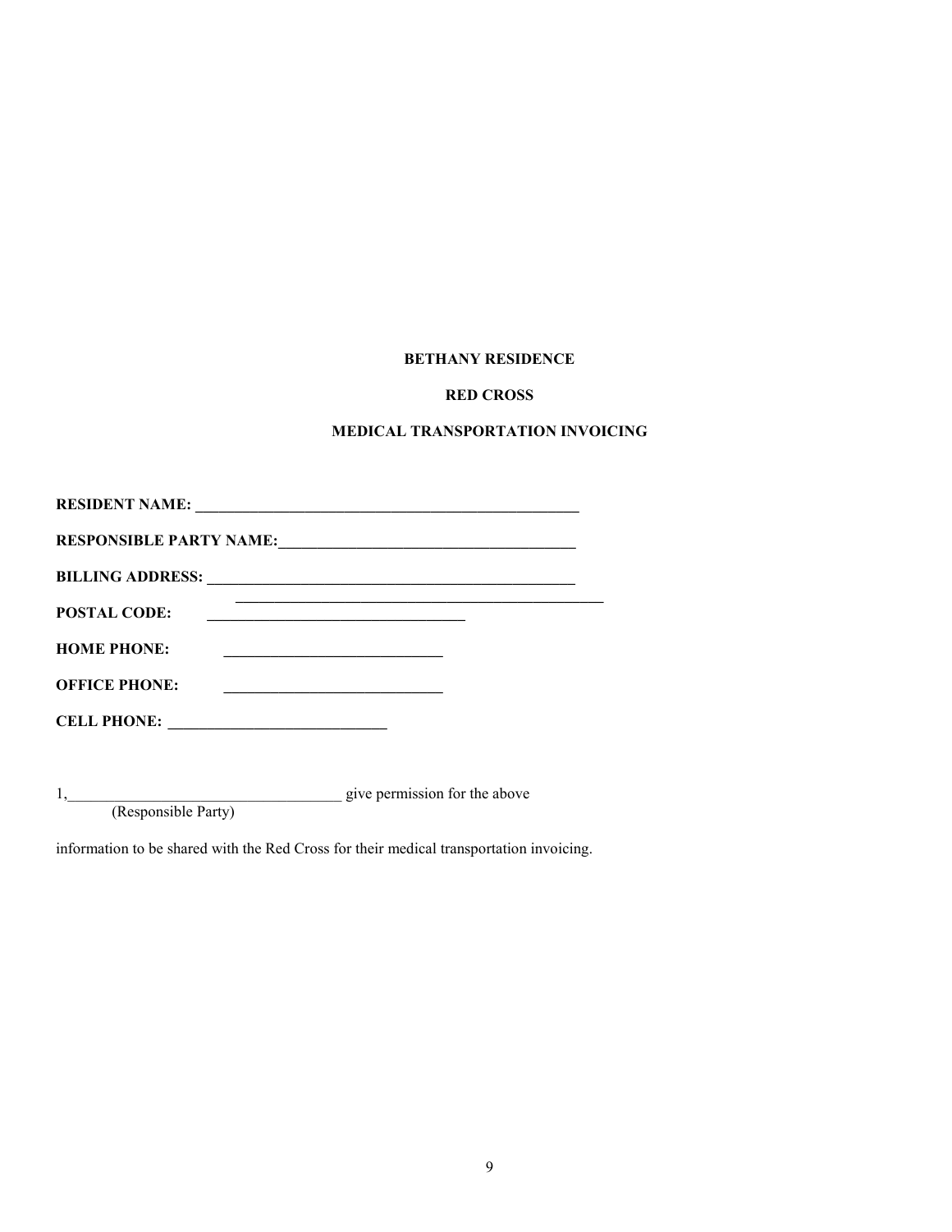**BETHANY RESIDENCE**

**RED CROSS**

**MEDICAL TRANSPORTATION INVOICING**

**RESIDENT NAME:** ___________________________________________________

**RESPONSIBLE PARTY NAME:**_______________________________________

**BILLING ADDRESS:** ________________________________________________
_________________________________________________

**POSTAL CODE:** ________________________________

**HOME PHONE:** ___________________________

**OFFICE PHONE:** ___________________________

**CELL PHONE:** ___________________________

1,____________________________________ give permission for the above
(Responsible Party)

information to be shared with the Red Cross for their medical transportation invoicing.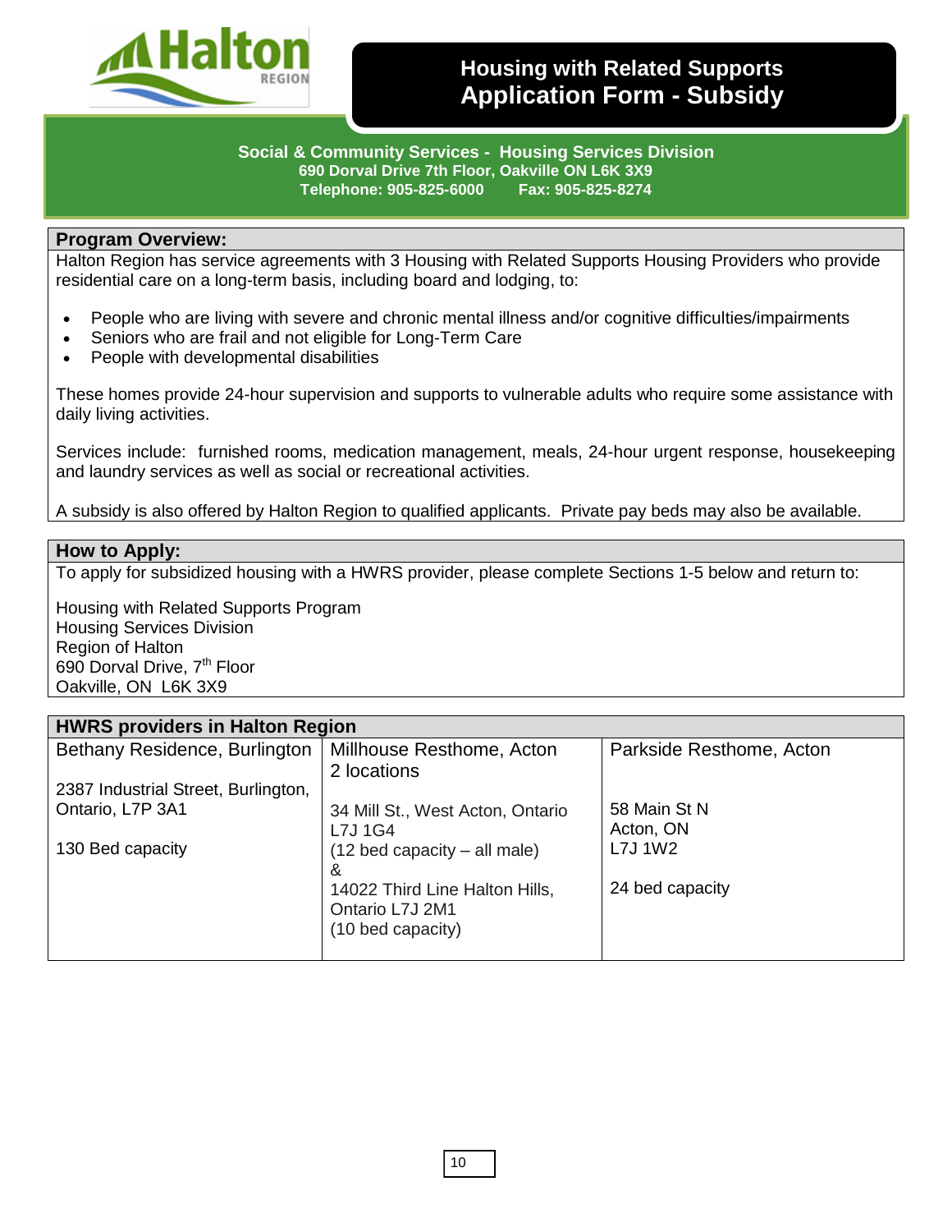# Housing with Related Supports Application Form - Subsidy

**Social & Community Services - Housing Services Division**
**690 Dorval Drive 7th Floor, Oakville ON L6K 3X9**
**Telephone: 905-825-6000 Fax: 905-825-8274**

## Program Overview:

Halton Region has service agreements with 3 Housing with Related Supports Housing Providers who provide residential care on a long-term basis, including board and lodging, to:

- People who are living with severe and chronic mental illness and/or cognitive difficulties/impairments
- Seniors who are frail and not eligible for Long-Term Care
- People with developmental disabilities

These homes provide 24-hour supervision and supports to vulnerable adults who require some assistance with daily living activities.

Services include: furnished rooms, medication management, meals, 24-hour urgent response, housekeeping and laundry services as well as social or recreational activities.

A subsidy is also offered by Halton Region to qualified applicants. Private pay beds may also be available.

## How to Apply:

To apply for subsidized housing with a HWRS provider, please complete Sections 1-5 below and return to:

Housing with Related Supports Program
Housing Services Division
Region of Halton
690 Dorval Drive, 7th Floor
Oakville, ON L6K 3X9

## HWRS providers in Halton Region

| Bethany Residence, Burlington | Millhouse Resthome, Acton 2 locations | Parkside Resthome, Acton |
|---|---|---|
| 2387 Industrial Street, Burlington, Ontario, L7P 3A1<br><br>130 Bed capacity | 34 Mill St., West Acton, Ontario L7J 1G4<br>(12 bed capacity – all male)<br>&<br>14022 Third Line Halton Hills, Ontario L7J 2M1<br>(10 bed capacity) | 58 Main St N<br>Acton, ON<br>L7J 1W2<br><br>24 bed capacity |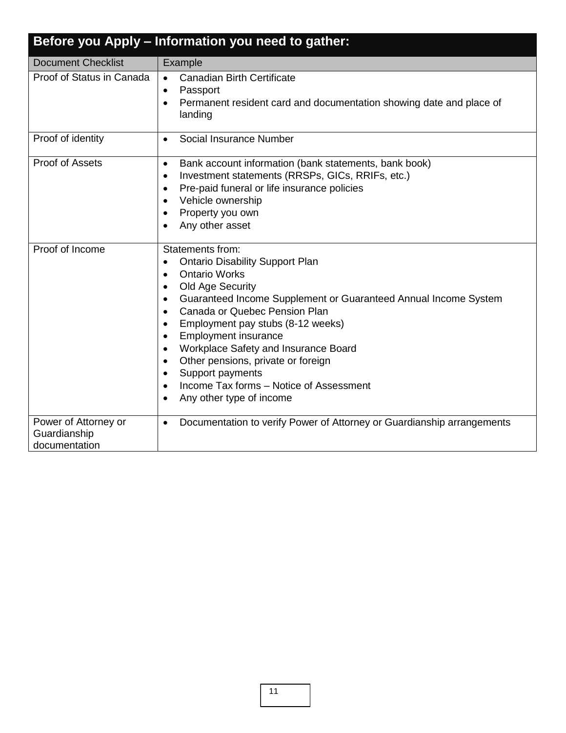## Before you Apply – Information you need to gather:

| Document Checklist | Example |
|---|---|
| Proof of Status in Canada | • Canadian Birth Certificate<br>• Passport<br>• Permanent resident card and documentation showing date and place of landing |
| Proof of identity | • Social Insurance Number |
| Proof of Assets | • Bank account information (bank statements, bank book)<br>• Investment statements (RRSPs, GICs, RRIFs, etc.)<br>• Pre-paid funeral or life insurance policies<br>• Vehicle ownership<br>• Property you own<br>• Any other asset |
| Proof of Income | Statements from:<br>• Ontario Disability Support Plan<br>• Ontario Works<br>• Old Age Security<br>• Guaranteed Income Supplement or Guaranteed Annual Income System<br>• Canada or Quebec Pension Plan<br>• Employment pay stubs (8-12 weeks)<br>• Employment insurance<br>• Workplace Safety and Insurance Board<br>• Other pensions, private or foreign<br>• Support payments<br>• Income Tax forms – Notice of Assessment<br>• Any other type of income |
| Power of Attorney or Guardianship documentation | • Documentation to verify Power of Attorney or Guardianship arrangements |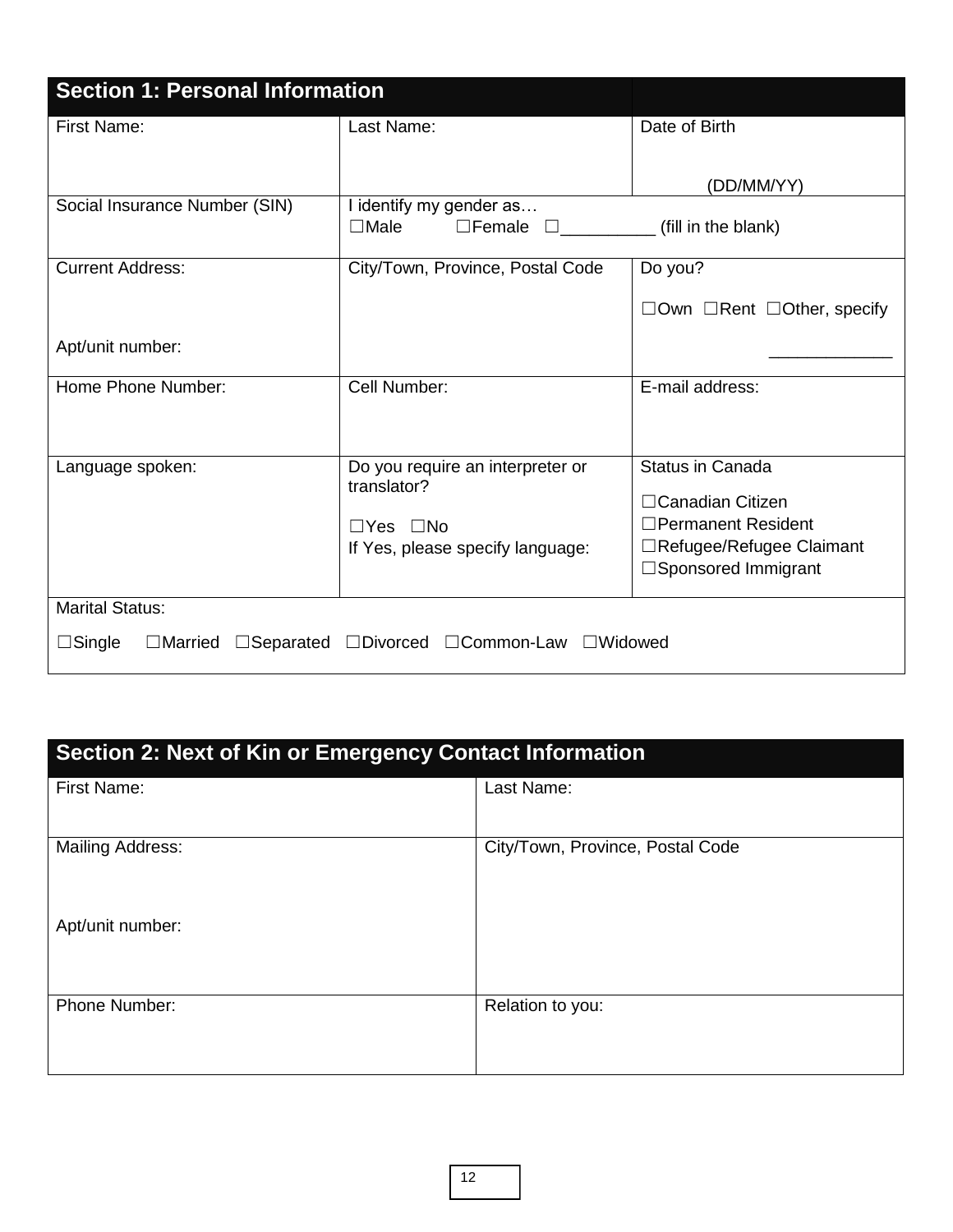| Section 1: Personal Information | | |
|---|---|---|
| First Name: | Last Name: | Date of Birth<br><br>(DD/MM/YY) |
| Social Insurance Number (SIN) | I identify my gender as…<br>☐Male ☐Female ☐__________ (fill in the blank) | |
| Current Address:<br><br>Apt/unit number: | City/Town, Province, Postal Code | Do you?<br>☐Own ☐Rent ☐Other, specify<br>_____________ |
| Home Phone Number: | Cell Number: | E-mail address: |
| Language spoken: | Do you require an interpreter or translator?<br>☐Yes ☐No<br>If Yes, please specify language: | Status in Canada<br>☐Canadian Citizen<br>☐Permanent Resident<br>☐Refugee/Refugee Claimant<br>☐Sponsored Immigrant |
| Marital Status:<br>☐Single ☐Married ☐Separated ☐Divorced ☐Common-Law ☐Widowed | | |

| Section 2: Next of Kin or Emergency Contact Information | |
|---|---|
| First Name: | Last Name: |
| Mailing Address:<br><br>Apt/unit number: | City/Town, Province, Postal Code |
| Phone Number: | Relation to you: |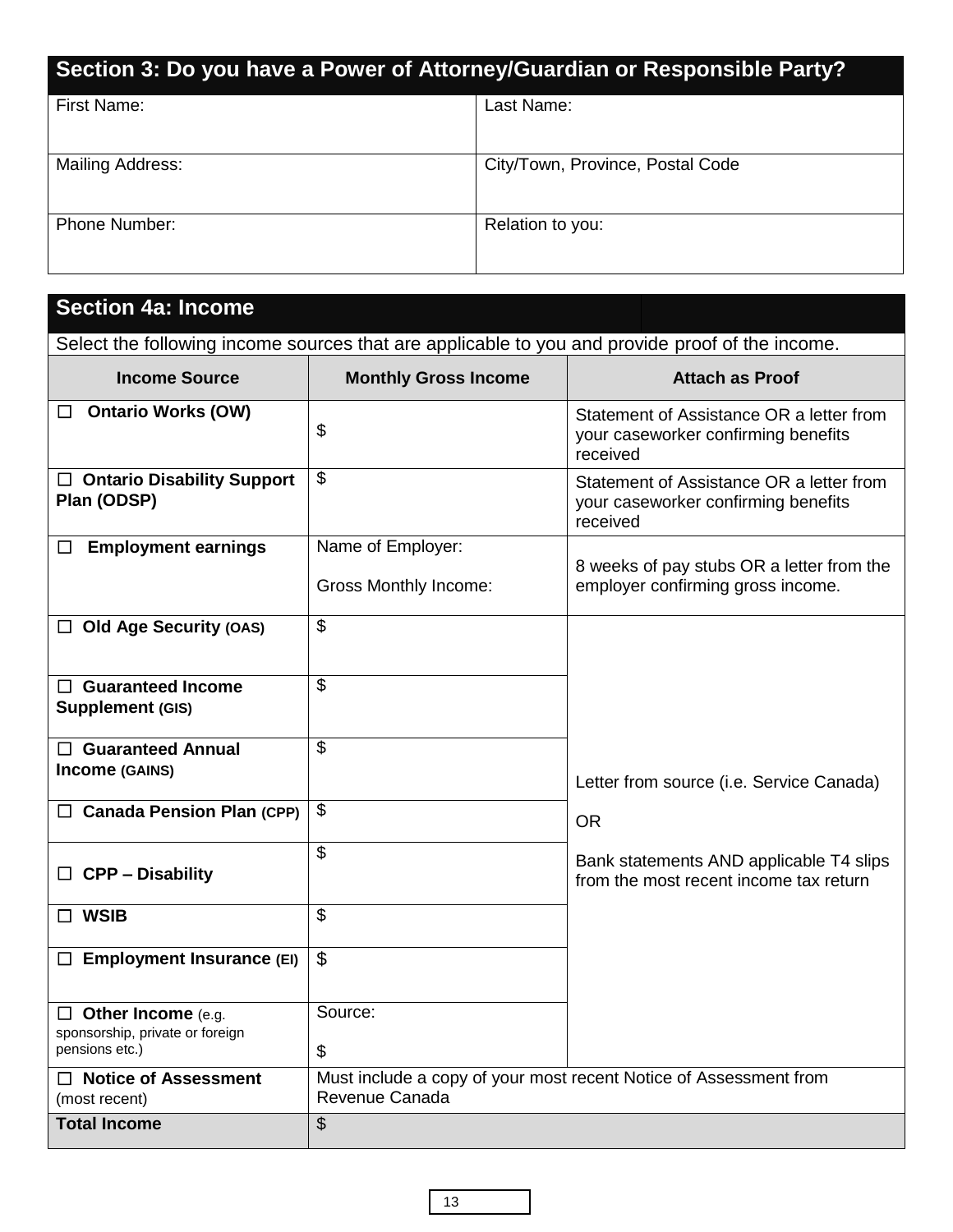## Section 3: Do you have a Power of Attorney/Guardian or Responsible Party?

| First Name: | Last Name: |
|---|---|
| Mailing Address: | City/Town, Province, Postal Code |
| Phone Number: | Relation to you: |

## Section 4a: Income

Select the following income sources that are applicable to you and provide proof of the income.

| Income Source | Monthly Gross Income | Attach as Proof |
|---|---|---|
| ☐ **Ontario Works (OW)** | $ | Statement of Assistance OR a letter from your caseworker confirming benefits received |
| ☐ **Ontario Disability Support Plan (ODSP)** | $ | Statement of Assistance OR a letter from your caseworker confirming benefits received |
| ☐ **Employment earnings** | Name of Employer:<br><br>Gross Monthly Income: | 8 weeks of pay stubs OR a letter from the employer confirming gross income. |
| ☐ **Old Age Security (OAS)** | $ | Letter from source (i.e. Service Canada)<br><br>OR<br><br>Bank statements AND applicable T4 slips from the most recent income tax return |
| ☐ **Guaranteed Income Supplement (GIS)** | $ | |
| ☐ **Guaranteed Annual Income (GAINS)** | $ | |
| ☐ **Canada Pension Plan (CPP)** | $ | |
| ☐ **CPP – Disability** | $ | |
| ☐ **WSIB** | $ | |
| ☐ **Employment Insurance (EI)** | $ | |
| ☐ **Other Income** (e.g. sponsorship, private or foreign pensions etc.) | Source:<br><br>$ | |
| ☐ **Notice of Assessment** (most recent) | Must include a copy of your most recent Notice of Assessment from Revenue Canada | |
| **Total Income** | $ | |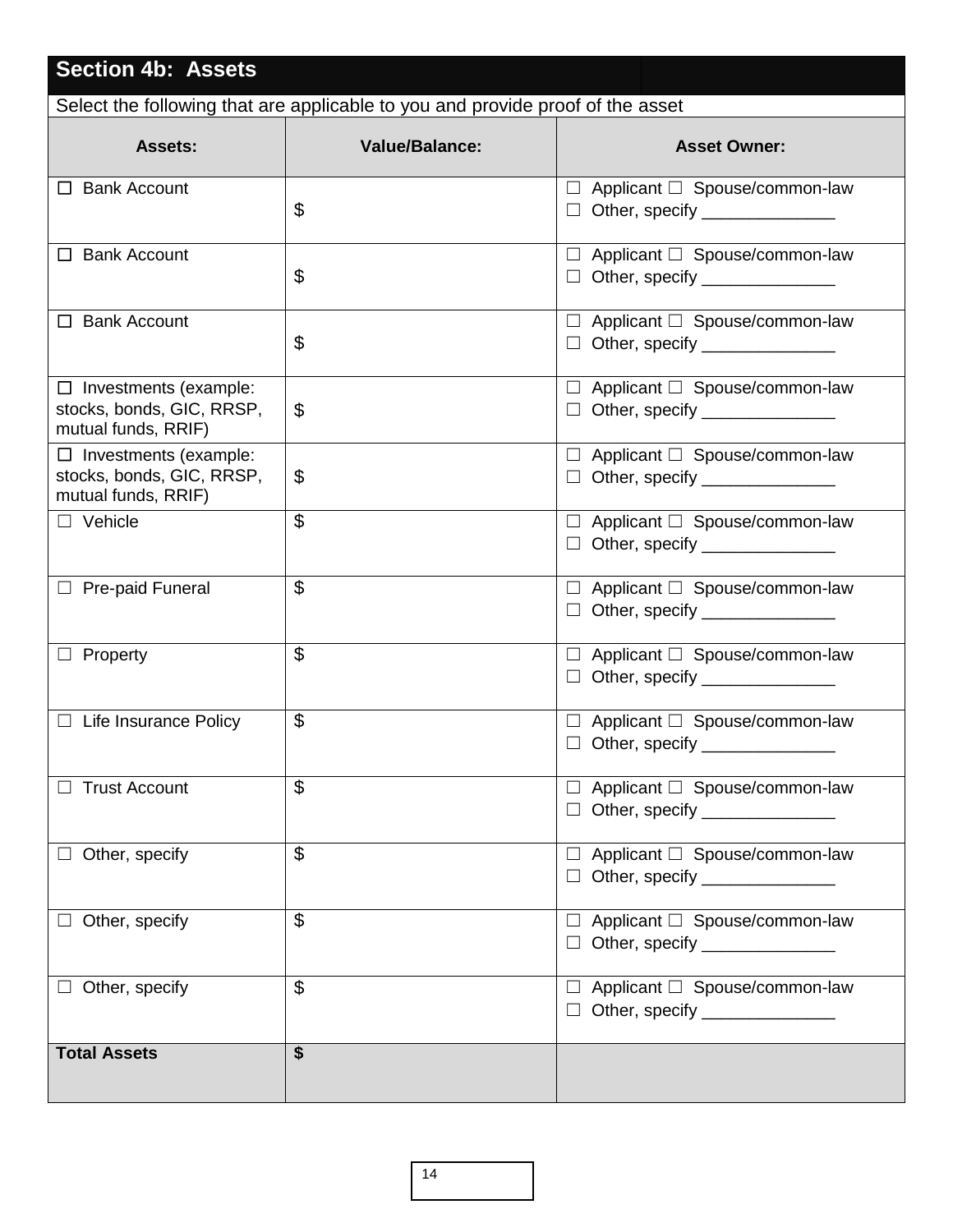## Section 4b: Assets

Select the following that are applicable to you and provide proof of the asset

| Assets: | Value/Balance: | Asset Owner: |
|---|---|---|
| ☐ Bank Account | $ | ☐ Applicant ☐ Spouse/common-law ☐ Other, specify ______________ |
| ☐ Bank Account | $ | ☐ Applicant ☐ Spouse/common-law ☐ Other, specify ______________ |
| ☐ Bank Account | $ | ☐ Applicant ☐ Spouse/common-law ☐ Other, specify ______________ |
| ☐ Investments (example: stocks, bonds, GIC, RRSP, mutual funds, RRIF) | $ | ☐ Applicant ☐ Spouse/common-law ☐ Other, specify ______________ |
| ☐ Investments (example: stocks, bonds, GIC, RRSP, mutual funds, RRIF) | $ | ☐ Applicant ☐ Spouse/common-law ☐ Other, specify ______________ |
| ☐ Vehicle | $ | ☐ Applicant ☐ Spouse/common-law ☐ Other, specify ______________ |
| ☐ Pre-paid Funeral | $ | ☐ Applicant ☐ Spouse/common-law ☐ Other, specify ______________ |
| ☐ Property | $ | ☐ Applicant ☐ Spouse/common-law ☐ Other, specify ______________ |
| ☐ Life Insurance Policy | $ | ☐ Applicant ☐ Spouse/common-law ☐ Other, specify ______________ |
| ☐ Trust Account | $ | ☐ Applicant ☐ Spouse/common-law ☐ Other, specify ______________ |
| ☐ Other, specify | $ | ☐ Applicant ☐ Spouse/common-law ☐ Other, specify ______________ |
| ☐ Other, specify | $ | ☐ Applicant ☐ Spouse/common-law ☐ Other, specify ______________ |
| ☐ Other, specify | $ | ☐ Applicant ☐ Spouse/common-law ☐ Other, specify ______________ |
| **Total Assets** | **$** | |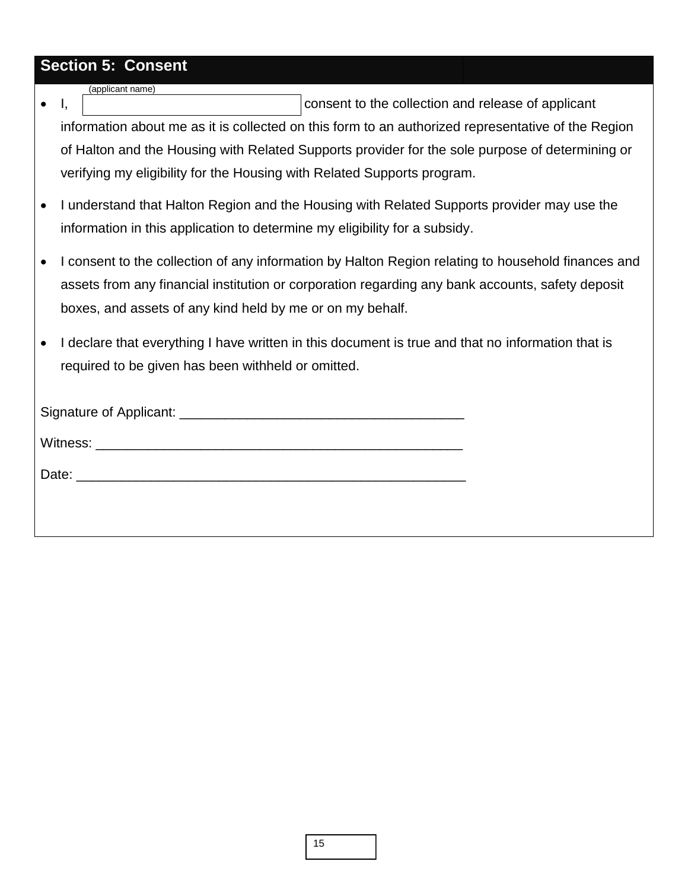## Section 5: Consent

- I, (applicant name) ______________________ consent to the collection and release of applicant information about me as it is collected on this form to an authorized representative of the Region of Halton and the Housing with Related Supports provider for the sole purpose of determining or verifying my eligibility for the Housing with Related Supports program.
- I understand that Halton Region and the Housing with Related Supports provider may use the information in this application to determine my eligibility for a subsidy.
- I consent to the collection of any information by Halton Region relating to household finances and assets from any financial institution or corporation regarding any bank accounts, safety deposit boxes, and assets of any kind held by me or on my behalf.
- I declare that everything I have written in this document is true and that no information that is required to be given has been withheld or omitted.

Signature of Applicant: ______________________________________

Witness: ___________________________________________________

Date: ______________________________________________________